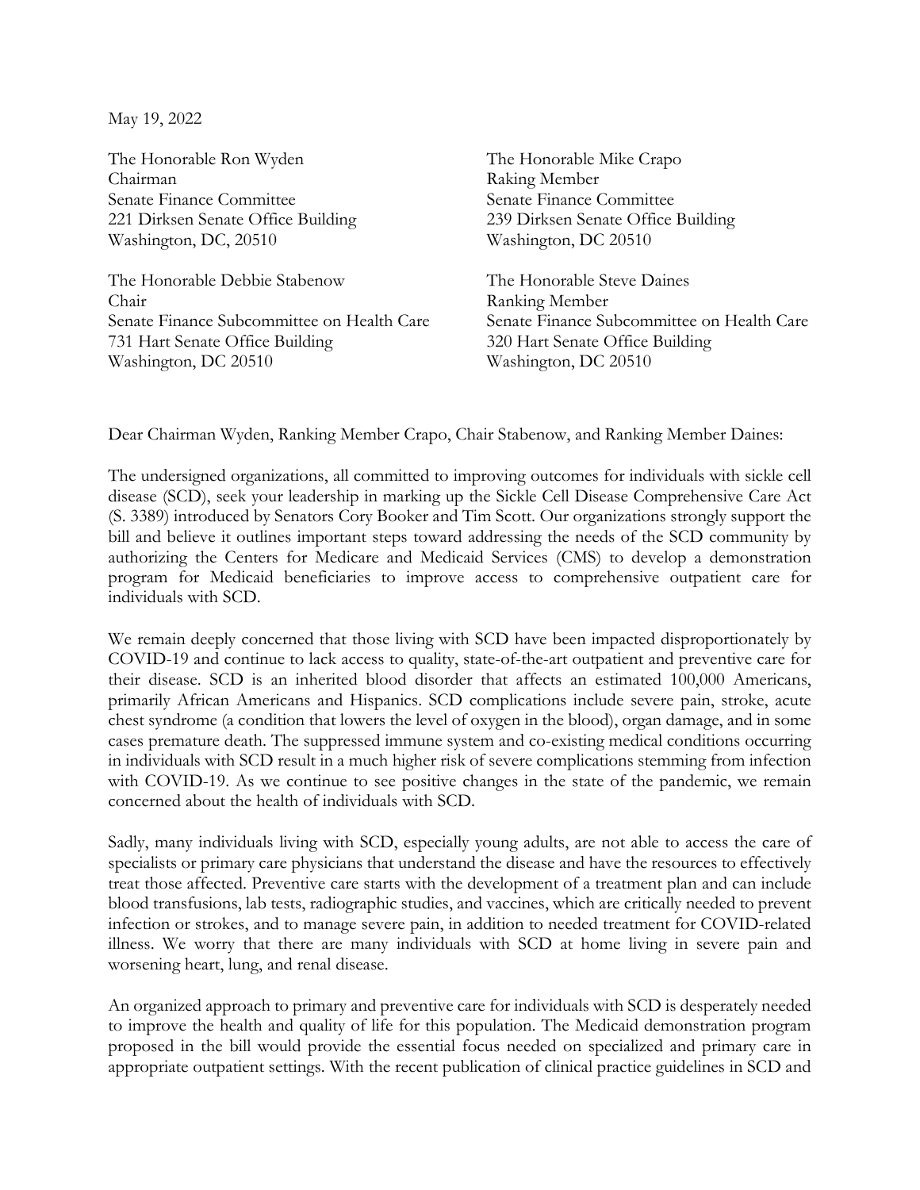May 19, 2022

The Honorable Ron Wyden
Chairman
Senate Finance Committee
221 Dirksen Senate Office Building
Washington, DC, 20510

The Honorable Mike Crapo
Raking Member
Senate Finance Committee
239 Dirksen Senate Office Building
Washington, DC 20510

The Honorable Debbie Stabenow
Chair
Senate Finance Subcommittee on Health Care
731 Hart Senate Office Building
Washington, DC 20510

The Honorable Steve Daines
Ranking Member
Senate Finance Subcommittee on Health Care
320 Hart Senate Office Building
Washington, DC 20510

Dear Chairman Wyden, Ranking Member Crapo, Chair Stabenow, and Ranking Member Daines:

The undersigned organizations, all committed to improving outcomes for individuals with sickle cell disease (SCD), seek your leadership in marking up the Sickle Cell Disease Comprehensive Care Act (S. 3389) introduced by Senators Cory Booker and Tim Scott. Our organizations strongly support the bill and believe it outlines important steps toward addressing the needs of the SCD community by authorizing the Centers for Medicare and Medicaid Services (CMS) to develop a demonstration program for Medicaid beneficiaries to improve access to comprehensive outpatient care for individuals with SCD.

We remain deeply concerned that those living with SCD have been impacted disproportionately by COVID-19 and continue to lack access to quality, state-of-the-art outpatient and preventive care for their disease. SCD is an inherited blood disorder that affects an estimated 100,000 Americans, primarily African Americans and Hispanics. SCD complications include severe pain, stroke, acute chest syndrome (a condition that lowers the level of oxygen in the blood), organ damage, and in some cases premature death. The suppressed immune system and co-existing medical conditions occurring in individuals with SCD result in a much higher risk of severe complications stemming from infection with COVID-19. As we continue to see positive changes in the state of the pandemic, we remain concerned about the health of individuals with SCD.

Sadly, many individuals living with SCD, especially young adults, are not able to access the care of specialists or primary care physicians that understand the disease and have the resources to effectively treat those affected. Preventive care starts with the development of a treatment plan and can include blood transfusions, lab tests, radiographic studies, and vaccines, which are critically needed to prevent infection or strokes, and to manage severe pain, in addition to needed treatment for COVID-related illness. We worry that there are many individuals with SCD at home living in severe pain and worsening heart, lung, and renal disease.

An organized approach to primary and preventive care for individuals with SCD is desperately needed to improve the health and quality of life for this population. The Medicaid demonstration program proposed in the bill would provide the essential focus needed on specialized and primary care in appropriate outpatient settings. With the recent publication of clinical practice guidelines in SCD and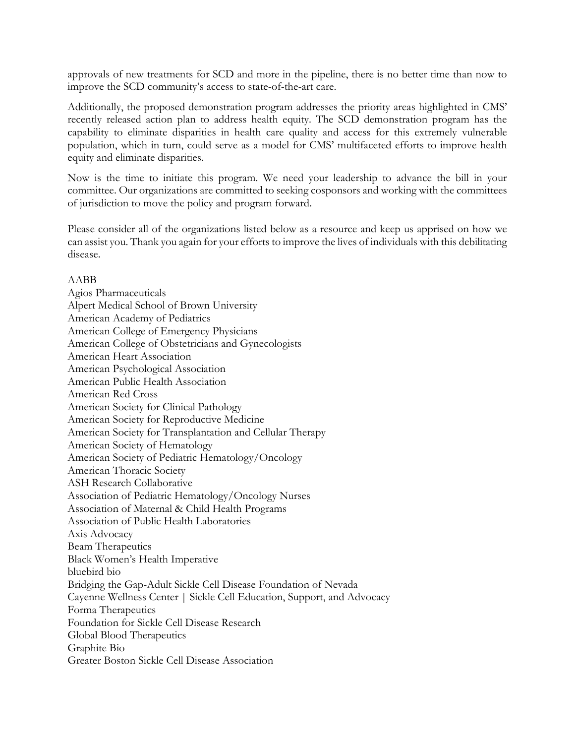approvals of new treatments for SCD and more in the pipeline, there is no better time than now to improve the SCD community's access to state-of-the-art care.

Additionally, the proposed demonstration program addresses the priority areas highlighted in CMS' recently released action plan to address health equity. The SCD demonstration program has the capability to eliminate disparities in health care quality and access for this extremely vulnerable population, which in turn, could serve as a model for CMS' multifaceted efforts to improve health equity and eliminate disparities.

Now is the time to initiate this program. We need your leadership to advance the bill in your committee. Our organizations are committed to seeking cosponsors and working with the committees of jurisdiction to move the policy and program forward.

Please consider all of the organizations listed below as a resource and keep us apprised on how we can assist you. Thank you again for your efforts to improve the lives of individuals with this debilitating disease.

AABB
Agios Pharmaceuticals
Alpert Medical School of Brown University
American Academy of Pediatrics
American College of Emergency Physicians
American College of Obstetricians and Gynecologists
American Heart Association
American Psychological Association
American Public Health Association
American Red Cross
American Society for Clinical Pathology
American Society for Reproductive Medicine
American Society for Transplantation and Cellular Therapy
American Society of Hematology
American Society of Pediatric Hematology/Oncology
American Thoracic Society
ASH Research Collaborative
Association of Pediatric Hematology/Oncology Nurses
Association of Maternal & Child Health Programs
Association of Public Health Laboratories
Axis Advocacy
Beam Therapeutics
Black Women's Health Imperative
bluebird bio
Bridging the Gap-Adult Sickle Cell Disease Foundation of Nevada
Cayenne Wellness Center | Sickle Cell Education, Support, and Advocacy
Forma Therapeutics
Foundation for Sickle Cell Disease Research
Global Blood Therapeutics
Graphite Bio
Greater Boston Sickle Cell Disease Association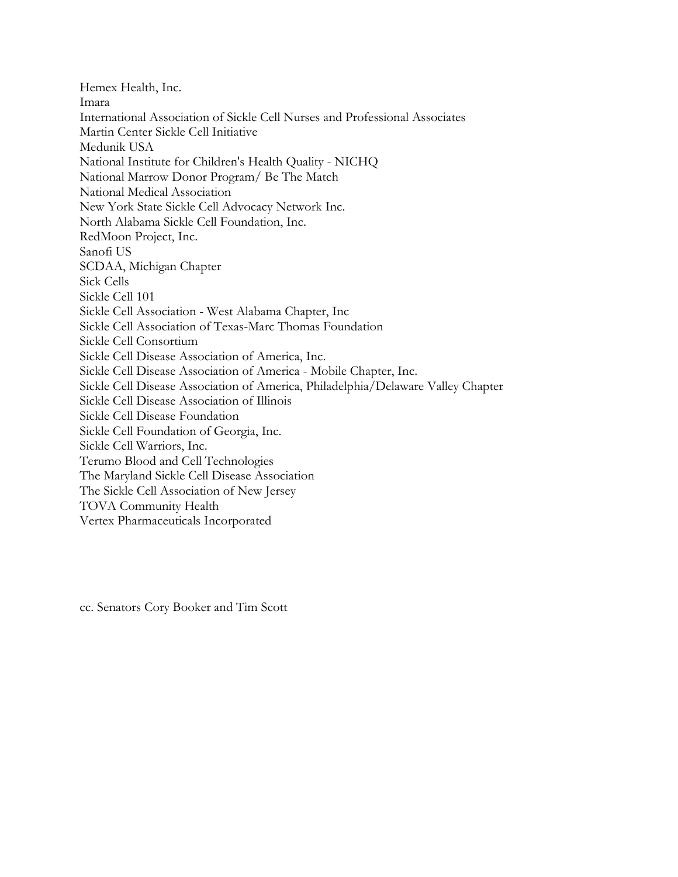Hemex Health, Inc.
Imara
International Association of Sickle Cell Nurses and Professional Associates
Martin Center Sickle Cell Initiative
Medunik USA
National Institute for Children's Health Quality - NICHQ
National Marrow Donor Program/ Be The Match
National Medical Association
New York State Sickle Cell Advocacy Network Inc.
North Alabama Sickle Cell Foundation, Inc.
RedMoon Project, Inc.
Sanofi US
SCDAA, Michigan Chapter
Sick Cells
Sickle Cell 101
Sickle Cell Association - West Alabama Chapter, Inc
Sickle Cell Association of Texas-Marc Thomas Foundation
Sickle Cell Consortium
Sickle Cell Disease Association of America, Inc.
Sickle Cell Disease Association of America - Mobile Chapter, Inc.
Sickle Cell Disease Association of America, Philadelphia/Delaware Valley Chapter
Sickle Cell Disease Association of Illinois
Sickle Cell Disease Foundation
Sickle Cell Foundation of Georgia, Inc.
Sickle Cell Warriors, Inc.
Terumo Blood and Cell Technologies
The Maryland Sickle Cell Disease Association
The Sickle Cell Association of New Jersey
TOVA Community Health
Vertex Pharmaceuticals Incorporated

cc. Senators Cory Booker and Tim Scott